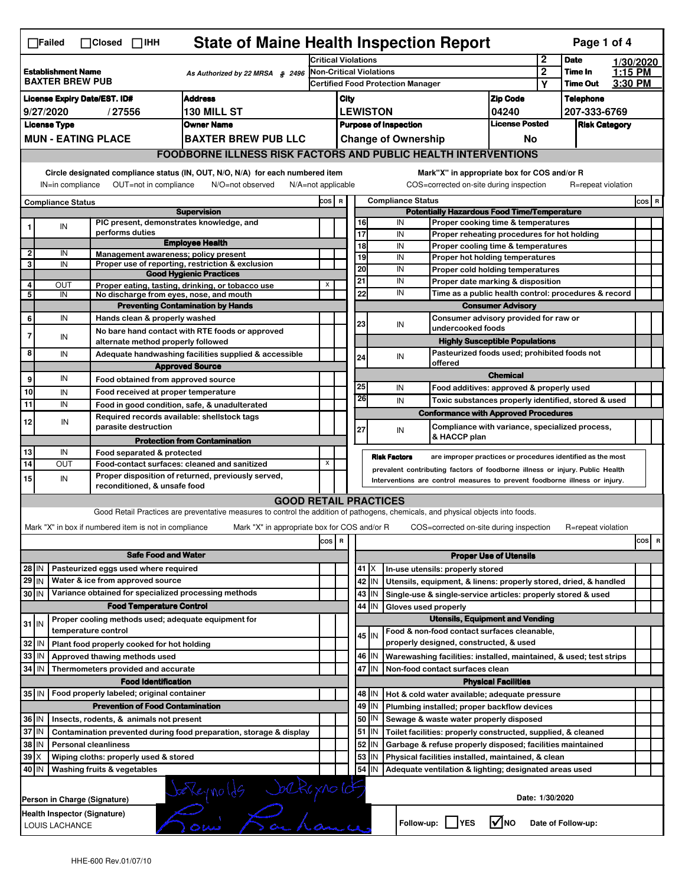☐Failed ☐Closed ☐IHH

# State of Maine Health Inspection Report

| | | | |
|---|---|---|---|
| **Establishment Name** BAXTER BREW PUB | As Authorized by 22 MRSA § 2496 | Critical Violations: 2 | **Date** 1/30/2020 |
| | | Non-Critical Violations: 2 | **Time In** 1:15 PM |
| | | Certified Food Protection Manager: Y | **Time Out** 3:30 PM |

| License Expiry Date/EST. ID# | Address | City | Zip Code | Telephone |
|---|---|---|---|---|
| 9/27/2020 / 27556 | 130 MILL ST | LEWISTON | 04240 | 207-333-6769 |

| License Type | Owner Name | Purpose of Inspection | License Posted | Risk Category |
|---|---|---|---|---|
| MUN - EATING PLACE | BAXTER BREW PUB LLC | Change of Ownership | No | |

## FOODBORNE ILLNESS RISK FACTORS AND PUBLIC HEALTH INTERVENTIONS

Circle designated compliance status (IN, OUT, N/O, N/A) for each numbered item — IN=in compliance OUT=not in compliance N/O=not observed N/A=not applicable

Mark "X" in appropriate box for COS and/or R — COS=corrected on-site during inspection R=repeat violation

| # | Compliance Status | Item | COS | R |
|---|---|---|---|---|
| | | **Supervision** | | |
| 1 | IN | PIC present, demonstrates knowledge, and performs duties | | |
| | | **Employee Health** | | |
| 2 | IN | Management awareness; policy present | | |
| 3 | IN | Proper use of reporting, restriction & exclusion | | |
| | | **Good Hygienic Practices** | | |
| 4 | OUT | Proper eating, tasting, drinking, or tobacco use | X | |
| 5 | IN | No discharge from eyes, nose, and mouth | | |
| | | **Preventing Contamination by Hands** | | |
| 6 | IN | Hands clean & properly washed | | |
| 7 | IN | No bare hand contact with RTE foods or approved alternate method properly followed | | |
| 8 | IN | Adequate handwashing facilities supplied & accessible | | |
| | | **Approved Source** | | |
| 9 | IN | Food obtained from approved source | | |
| 10 | IN | Food received at proper temperature | | |
| 11 | IN | Food in good condition, safe, & unadulterated | | |
| 12 | IN | Required records available: shellstock tags parasite destruction | | |
| | | **Protection from Contamination** | | |
| 13 | IN | Food separated & protected | | |
| 14 | OUT | Food-contact surfaces: cleaned and sanitized | X | |
| 15 | IN | Proper disposition of returned, previously served, reconditioned, & unsafe food | | |
| | | **Potentially Hazardous Food Time/Temperature** | | |
| 16 | IN | Proper cooking time & temperatures | | |
| 17 | IN | Proper reheating procedures for hot holding | | |
| 18 | IN | Proper cooling time & temperatures | | |
| 19 | IN | Proper hot holding temperatures | | |
| 20 | IN | Proper cold holding temperatures | | |
| 21 | IN | Proper date marking & disposition | | |
| 22 | IN | Time as a public health control: procedures & record | | |
| | | **Consumer Advisory** | | |
| 23 | IN | Consumer advisory provided for raw or undercooked foods | | |
| | | **Highly Susceptible Populations** | | |
| 24 | IN | Pasteurized foods used; prohibited foods not offered | | |
| | | **Chemical** | | |
| 25 | IN | Food additives: approved & properly used | | |
| 26 | IN | Toxic substances properly identified, stored & used | | |
| | | **Conformance with Approved Procedures** | | |
| 27 | IN | Compliance with variance, specialized process, & HACCP plan | | |

**Risk Factors** are improper practices or procedures identified as the most prevalent contributing factors of foodborne illness or injury. Public Health Interventions are control measures to prevent foodborne illness or injury.

## GOOD RETAIL PRACTICES

Good Retail Practices are preventative measures to control the addition of pathogens, chemicals, and physical objects into foods.

Mark "X" in box if numbered item is not in compliance — Mark "X" in appropriate box for COS and/or R — COS=corrected on-site during inspection R=repeat violation

| # | Status | Item | COS | R |
|---|---|---|---|---|
| | | **Safe Food and Water** | | |
| 28 | IN | Pasteurized eggs used where required | | |
| 29 | IN | Water & ice from approved source | | |
| 30 | IN | Variance obtained for specialized processing methods | | |
| | | **Food Temperature Control** | | |
| 31 | IN | Proper cooling methods used; adequate equipment for temperature control | | |
| 32 | IN | Plant food properly cooked for hot holding | | |
| 33 | IN | Approved thawing methods used | | |
| 34 | IN | Thermometers provided and accurate | | |
| | | **Food Identification** | | |
| 35 | IN | Food properly labeled; original container | | |
| | | **Prevention of Food Contamination** | | |
| 36 | IN | Insects, rodents, & animals not present | | |
| 37 | IN | Contamination prevented during food preparation, storage & display | | |
| 38 | IN | Personal cleanliness | | |
| 39 | X | Wiping cloths: properly used & stored | | |
| 40 | IN | Washing fruits & vegetables | | |
| | | **Proper Use of Utensils** | | |
| 41 | X | In-use utensils: properly stored | | |
| 42 | IN | Utensils, equipment, & linens: properly stored, dried, & handled | | |
| 43 | IN | Single-use & single-service articles: properly stored & used | | |
| 44 | IN | Gloves used properly | | |
| | | **Utensils, Equipment and Vending** | | |
| 45 | IN | Food & non-food contact surfaces cleanable, properly designed, constructed, & used | | |
| 46 | IN | Warewashing facilities: installed, maintained, & used; test strips | | |
| 47 | IN | Non-food contact surfaces clean | | |
| | | **Physical Facilities** | | |
| 48 | IN | Hot & cold water available; adequate pressure | | |
| 49 | IN | Plumbing installed; proper backflow devices | | |
| 50 | IN | Sewage & waste water properly disposed | | |
| 51 | IN | Toilet facilities: properly constructed, supplied, & cleaned | | |
| 52 | IN | Garbage & refuse properly disposed; facilities maintained | | |
| 53 | IN | Physical facilities installed, maintained, & clean | | |
| 54 | IN | Adequate ventilation & lighting; designated areas used | | |

Person in Charge (Signature): Joe Reynolds — Date: 1/30/2020

Health Inspector (Signature): LOUIS LACHANCE — Follow-up: ☐YES ☑NO — Date of Follow-up:

HHE-600 Rev.01/07/10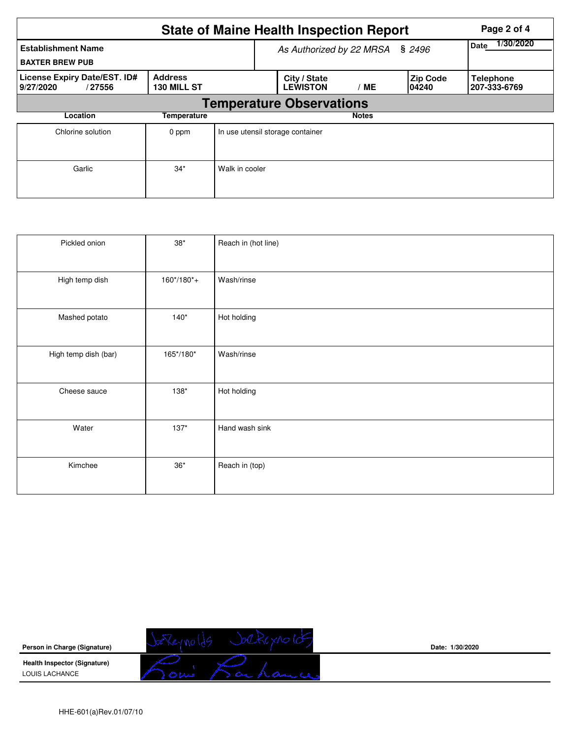# State of Maine Health Inspection Report

| Establishment Name | As Authorized by 22 MRSA § 2496 | | | Date 1/30/2020 |
|---|---|---|---|---|
| BAXTER BREW PUB | | | | |
| **License Expiry Date/EST. ID#** 9/27/2020 / 27556 | **Address** 130 MILL ST | **City / State** LEWISTON / ME | **Zip Code** 04240 | **Telephone** 207-333-6769 |

## Temperature Observations

| Location | Temperature | Notes |
|---|---|---|
| Chlorine solution | 0 ppm | In use utensil storage container |
| Garlic | 34* | Walk in cooler |
| Pickled onion | 38* | Reach in (hot line) |
| High temp dish | 160*/180*+ | Wash/rinse |
| Mashed potato | 140* | Hot holding |
| High temp dish (bar) | 165*/180* | Wash/rinse |
| Cheese sauce | 138* | Hot holding |
| Water | 137* | Hand wash sink |
| Kimchee | 36* | Reach in (top) |

**Person in Charge (Signature)** JoeReynolds JoeReynolds

**Date:** 1/30/2020

**Health Inspector (Signature)**
LOUIS LACHANCE

HHE-601(a)Rev.01/07/10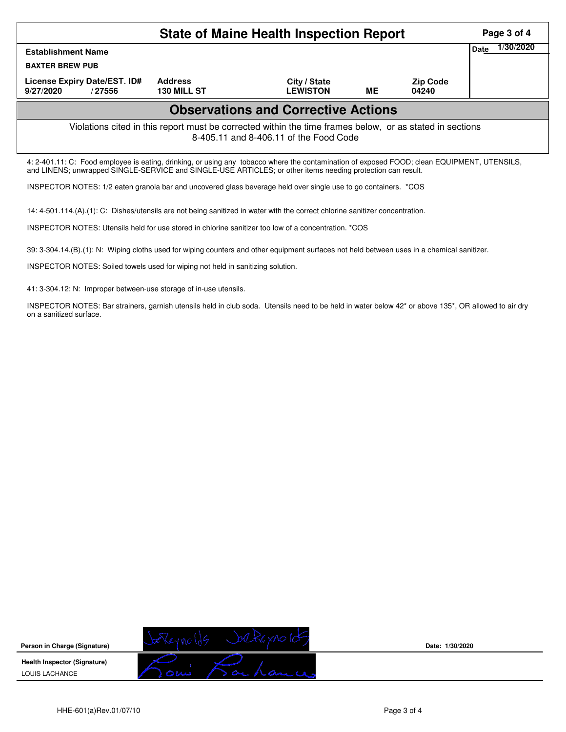# State of Maine Health Inspection Report

| Establishment Name | | | | | Date 1/30/2020 |
|---|---|---|---|---|---|
| BAXTER BREW PUB | | | | | |
| License Expiry Date/EST. ID# | Address | City / State | | Zip Code | |
| 9/27/2020 / 27556 | 130 MILL ST | LEWISTON | ME | 04240 | |

## Observations and Corrective Actions

Violations cited in this report must be corrected within the time frames below, or as stated in sections 8-405.11 and 8-406.11 of the Food Code

4: 2-401.11: C: Food employee is eating, drinking, or using any tobacco where the contamination of exposed FOOD; clean EQUIPMENT, UTENSILS, and LINENS; unwrapped SINGLE-SERVICE and SINGLE-USE ARTICLES; or other items needing protection can result.

INSPECTOR NOTES: 1/2 eaten granola bar and uncovered glass beverage held over single use to go containers. *COS

14: 4-501.114.(A).(1): C: Dishes/utensils are not being sanitized in water with the correct chlorine sanitizer concentration.

INSPECTOR NOTES: Utensils held for use stored in chlorine sanitizer too low of a concentration. *COS

39: 3-304.14.(B).(1): N: Wiping cloths used for wiping counters and other equipment surfaces not held between uses in a chemical sanitizer.

INSPECTOR NOTES: Soiled towels used for wiping not held in sanitizing solution.

41: 3-304.12: N: Improper between-use storage of in-use utensils.

INSPECTOR NOTES: Bar strainers, garnish utensils held in club soda. Utensils need to be held in water below 42* or above 135*, OR allowed to air dry on a sanitized surface.

| | | |
|---|---|---|
| Person in Charge (Signature) | JoeReynolds JoeReynolds | Date: 1/30/2020 |
| Health Inspector (Signature) LOUIS LACHANCE | Louis Lachance | |

HHE-601(a)Rev.01/07/10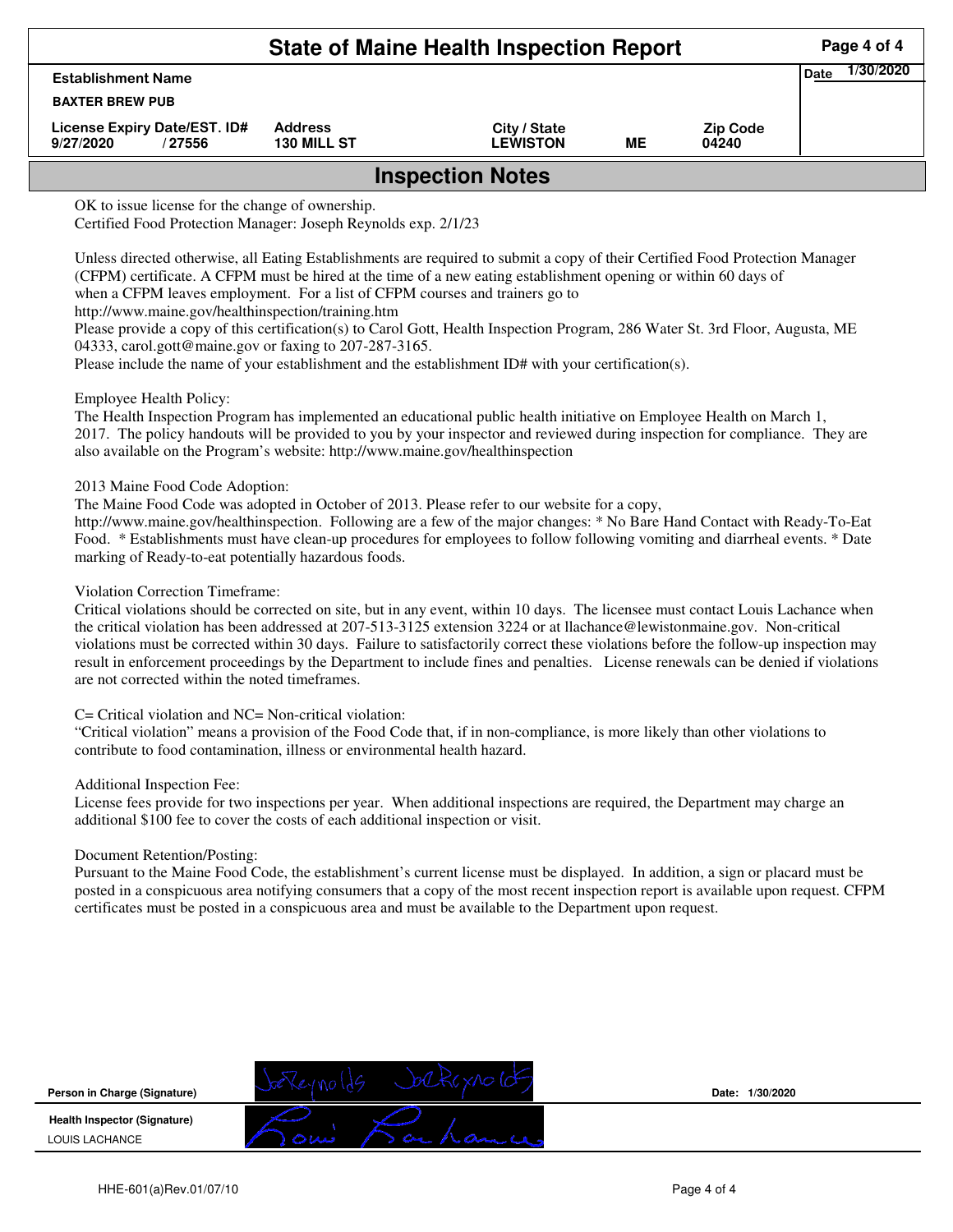# State of Maine Health Inspection Report

| Establishment Name | | | | | Date 1/30/2020 |
|---|---|---|---|---|---|
| BAXTER BREW PUB | | | | | |
| License Expiry Date/EST. ID# | Address | City / State | | Zip Code | |
| 9/27/2020 / 27556 | 130 MILL ST | LEWISTON | ME | 04240 | |

## Inspection Notes

OK to issue license for the change of ownership.
Certified Food Protection Manager: Joseph Reynolds exp. 2/1/23

Unless directed otherwise, all Eating Establishments are required to submit a copy of their Certified Food Protection Manager (CFPM) certificate. A CFPM must be hired at the time of a new eating establishment opening or within 60 days of when a CFPM leaves employment. For a list of CFPM courses and trainers go to http://www.maine.gov/healthinspection/training.htm
Please provide a copy of this certification(s) to Carol Gott, Health Inspection Program, 286 Water St. 3rd Floor, Augusta, ME 04333, carol.gott@maine.gov or faxing to 207-287-3165.
Please include the name of your establishment and the establishment ID# with your certification(s).

Employee Health Policy:
The Health Inspection Program has implemented an educational public health initiative on Employee Health on March 1, 2017. The policy handouts will be provided to you by your inspector and reviewed during inspection for compliance. They are also available on the Program's website: http://www.maine.gov/healthinspection

2013 Maine Food Code Adoption:
The Maine Food Code was adopted in October of 2013. Please refer to our website for a copy, http://www.maine.gov/healthinspection. Following are a few of the major changes: * No Bare Hand Contact with Ready-To-Eat Food. * Establishments must have clean-up procedures for employees to follow following vomiting and diarrheal events. * Date marking of Ready-to-eat potentially hazardous foods.

Violation Correction Timeframe:
Critical violations should be corrected on site, but in any event, within 10 days. The licensee must contact Louis Lachance when the critical violation has been addressed at 207-513-3125 extension 3224 or at llachance@lewistonmaine.gov. Non-critical violations must be corrected within 30 days. Failure to satisfactorily correct these violations before the follow-up inspection may result in enforcement proceedings by the Department to include fines and penalties. License renewals can be denied if violations are not corrected within the noted timeframes.

C= Critical violation and NC= Non-critical violation:
"Critical violation" means a provision of the Food Code that, if in non-compliance, is more likely than other violations to contribute to food contamination, illness or environmental health hazard.

Additional Inspection Fee:
License fees provide for two inspections per year. When additional inspections are required, the Department may charge an additional $100 fee to cover the costs of each additional inspection or visit.

Document Retention/Posting:
Pursuant to the Maine Food Code, the establishment's current license must be displayed. In addition, a sign or placard must be posted in a conspicuous area notifying consumers that a copy of the most recent inspection report is available upon request. CFPM certificates must be posted in a conspicuous area and must be available to the Department upon request.

| | | |
|---|---|---|
| Person in Charge (Signature) | JoeReynolds JoeReynolds | Date: 1/30/2020 |
| Health Inspector (Signature) LOUIS LACHANCE | Louis Lachance | |

HHE-601(a)Rev.01/07/10